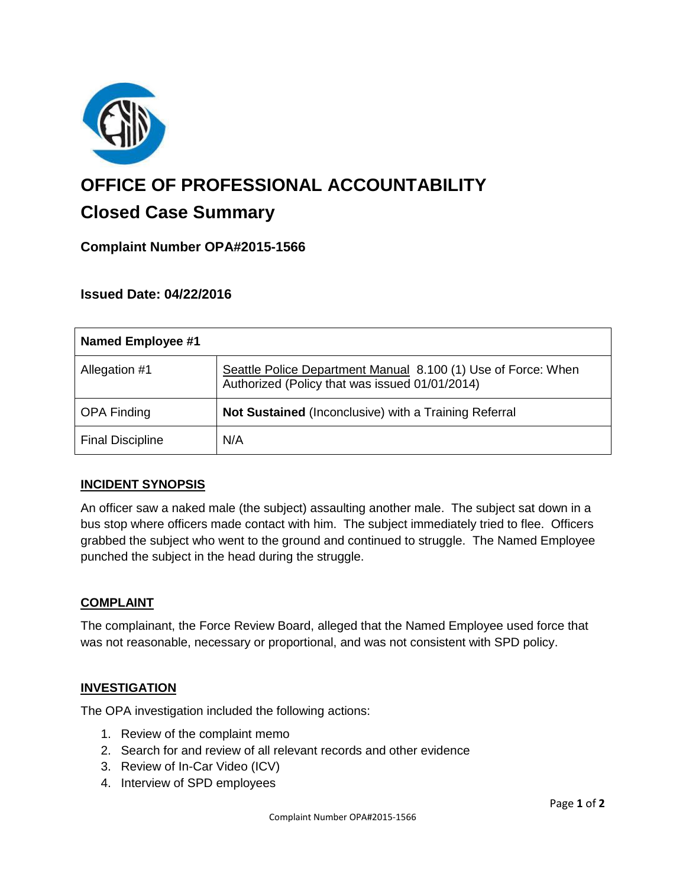# OFFICE OF PROFESSIONAL ACCOUNTABILITY

## Closed Case Summary

### Complaint Number OPA#2015-1566

### Issued Date: 04/22/2016

| Named Employee #1 | |
|---|---|
| Allegation #1 | Seattle Police Department Manual 8.100 (1) Use of Force: When Authorized (Policy that was issued 01/01/2014) |
| OPA Finding | **Not Sustained** (Inconclusive) with a Training Referral |
| Final Discipline | N/A |

**INCIDENT SYNOPSIS**

An officer saw a naked male (the subject) assaulting another male. The subject sat down in a bus stop where officers made contact with him. The subject immediately tried to flee. Officers grabbed the subject who went to the ground and continued to struggle. The Named Employee punched the subject in the head during the struggle.

**COMPLAINT**

The complainant, the Force Review Board, alleged that the Named Employee used force that was not reasonable, necessary or proportional, and was not consistent with SPD policy.

**INVESTIGATION**

The OPA investigation included the following actions:

1. Review of the complaint memo
2. Search for and review of all relevant records and other evidence
3. Review of In-Car Video (ICV)
4. Interview of SPD employees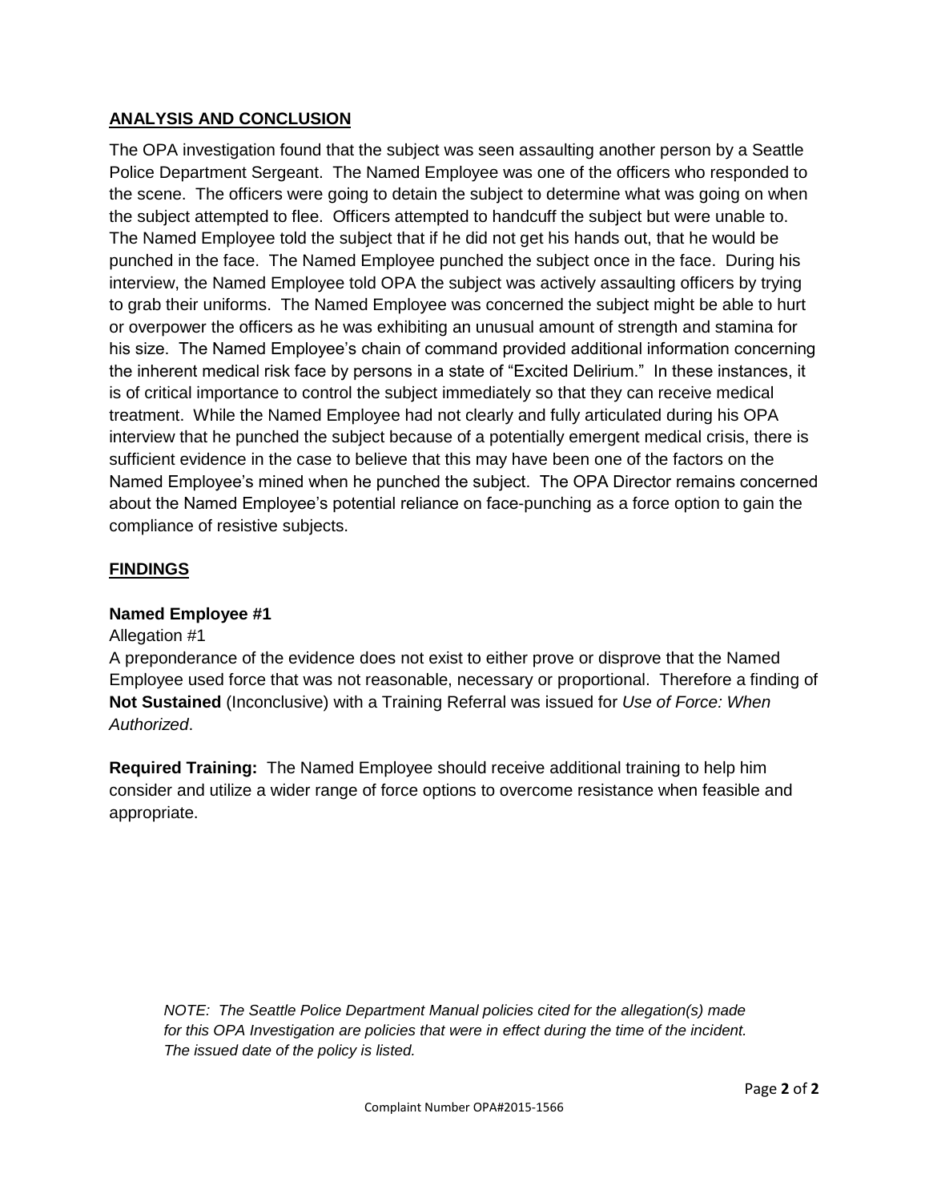## ANALYSIS AND CONCLUSION

The OPA investigation found that the subject was seen assaulting another person by a Seattle Police Department Sergeant. The Named Employee was one of the officers who responded to the scene. The officers were going to detain the subject to determine what was going on when the subject attempted to flee. Officers attempted to handcuff the subject but were unable to. The Named Employee told the subject that if he did not get his hands out, that he would be punched in the face. The Named Employee punched the subject once in the face. During his interview, the Named Employee told OPA the subject was actively assaulting officers by trying to grab their uniforms. The Named Employee was concerned the subject might be able to hurt or overpower the officers as he was exhibiting an unusual amount of strength and stamina for his size. The Named Employee's chain of command provided additional information concerning the inherent medical risk face by persons in a state of "Excited Delirium." In these instances, it is of critical importance to control the subject immediately so that they can receive medical treatment. While the Named Employee had not clearly and fully articulated during his OPA interview that he punched the subject because of a potentially emergent medical crisis, there is sufficient evidence in the case to believe that this may have been one of the factors on the Named Employee's mined when he punched the subject. The OPA Director remains concerned about the Named Employee's potential reliance on face-punching as a force option to gain the compliance of resistive subjects.

## FINDINGS

**Named Employee #1**

Allegation #1

A preponderance of the evidence does not exist to either prove or disprove that the Named Employee used force that was not reasonable, necessary or proportional. Therefore a finding of **Not Sustained** (Inconclusive) with a Training Referral was issued for *Use of Force: When Authorized*.

**Required Training:** The Named Employee should receive additional training to help him consider and utilize a wider range of force options to overcome resistance when feasible and appropriate.

*NOTE: The Seattle Police Department Manual policies cited for the allegation(s) made for this OPA Investigation are policies that were in effect during the time of the incident. The issued date of the policy is listed.*

Complaint Number OPA#2015-1566